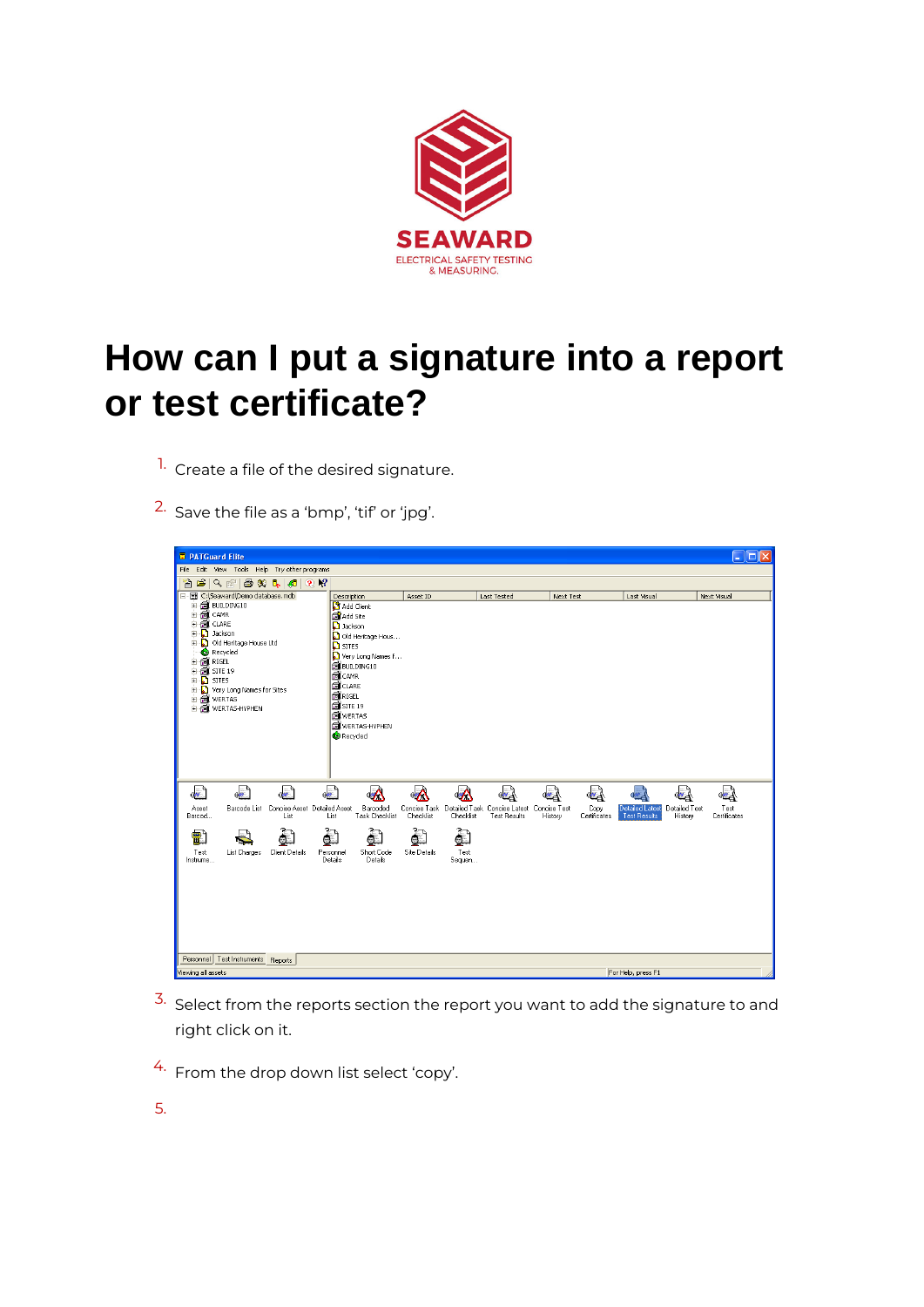SEAWARD

ELECTRICAL SAFETY TESTING & MEASURING.

# How can I put a signature into a report or test certificate?

1. Create a file of the desired signature.
2. Save the file as a 'bmp', 'tif' or 'jpg'.
3. Select from the reports section the report you want to add the signature to and right click on it.
4. From the drop down list select 'copy'.
5.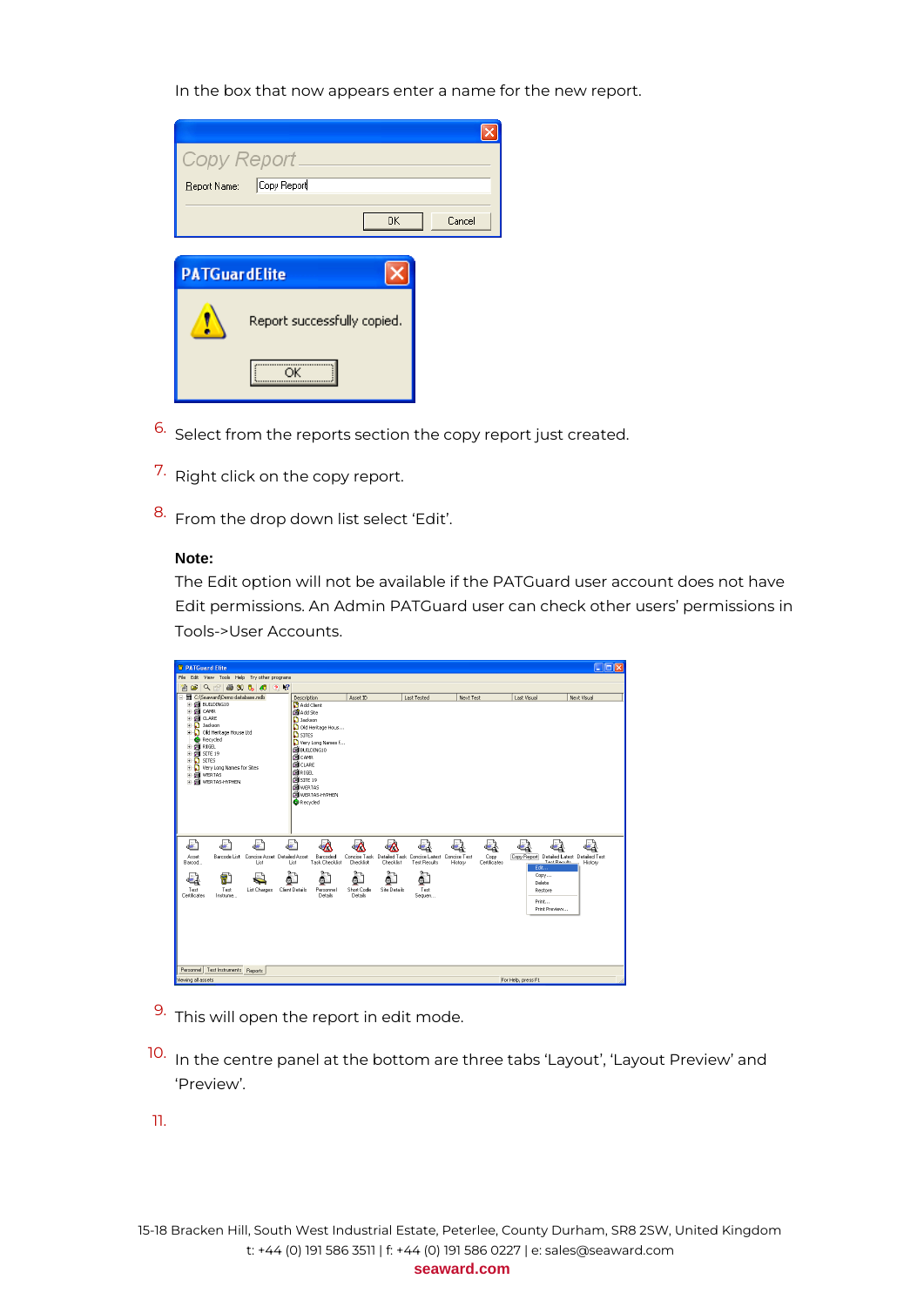In the box that now appears enter a name for the new report.

6. Select from the reports section the copy report just created.

7. Right click on the copy report.

8. From the drop down list select 'Edit'.

**Note:**
The Edit option will not be available if the PATGuard user account does not have Edit permissions. An Admin PATGuard user can check other users' permissions in Tools->User Accounts.

9. This will open the report in edit mode.

10. In the centre panel at the bottom are three tabs 'Layout', 'Layout Preview' and 'Preview'.

11.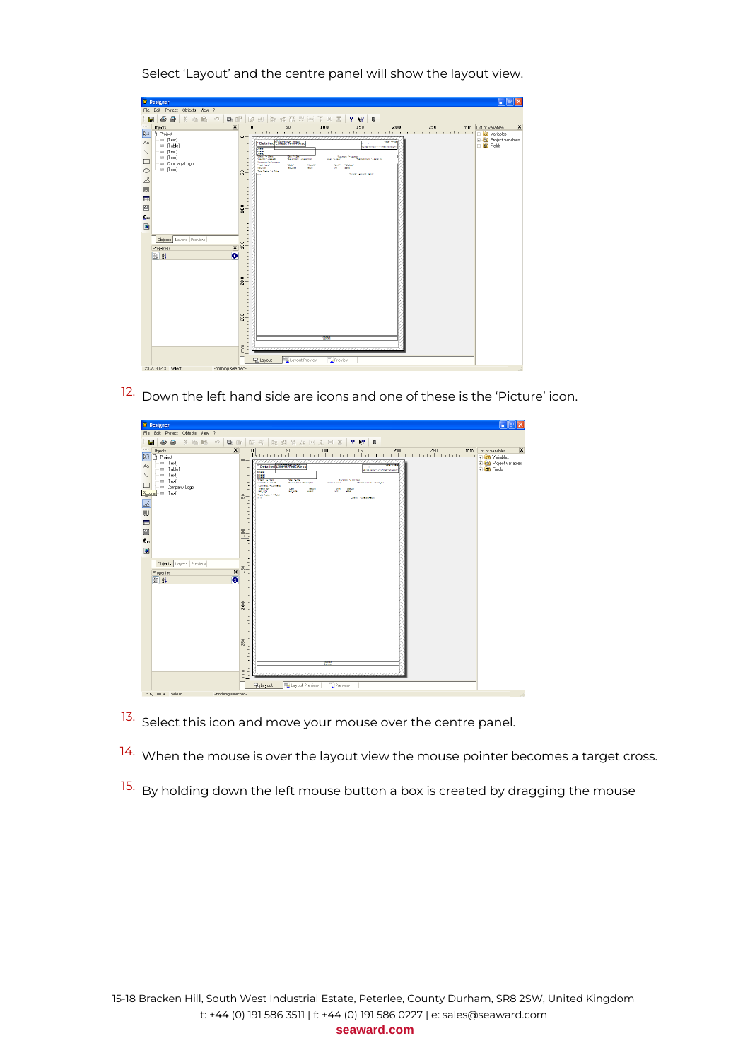Select 'Layout' and the centre panel will show the layout view.

12. Down the left hand side are icons and one of these is the 'Picture' icon.

13. Select this icon and move your mouse over the centre panel.

14. When the mouse is over the layout view the mouse pointer becomes a target cross.

15. By holding down the left mouse button a box is created by dragging the mouse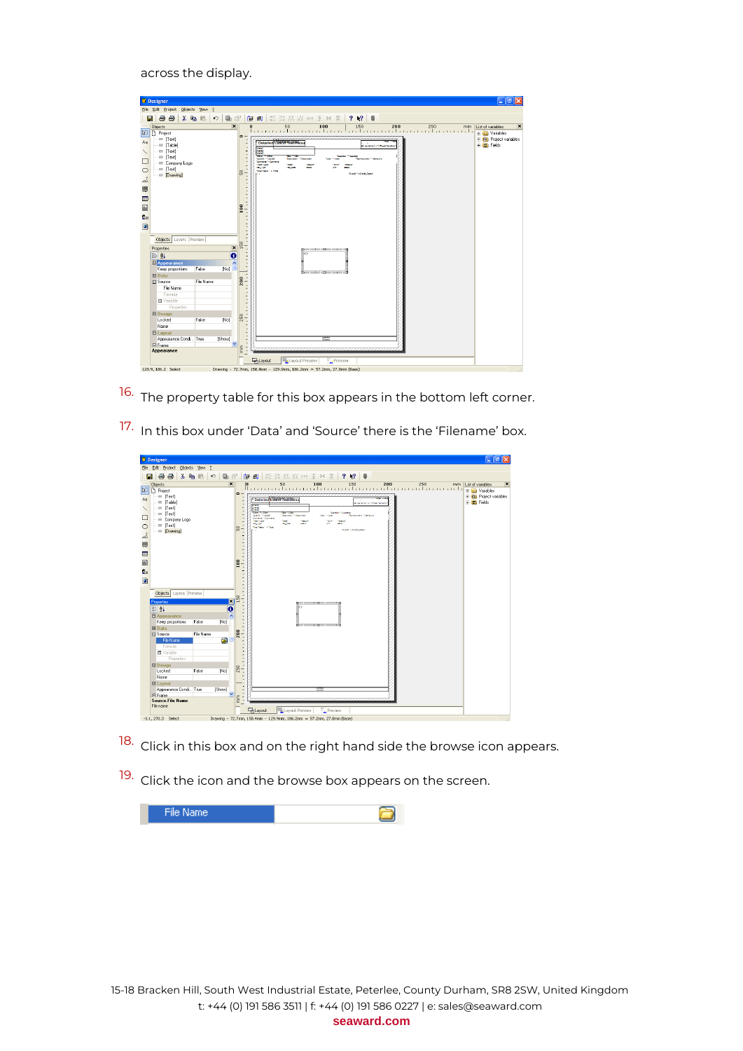across the display.

16. The property table for this box appears in the bottom left corner.

17. In this box under 'Data' and 'Source' there is the 'Filename' box.

18. Click in this box and on the right hand side the browse icon appears.

19. Click the icon and the browse box appears on the screen.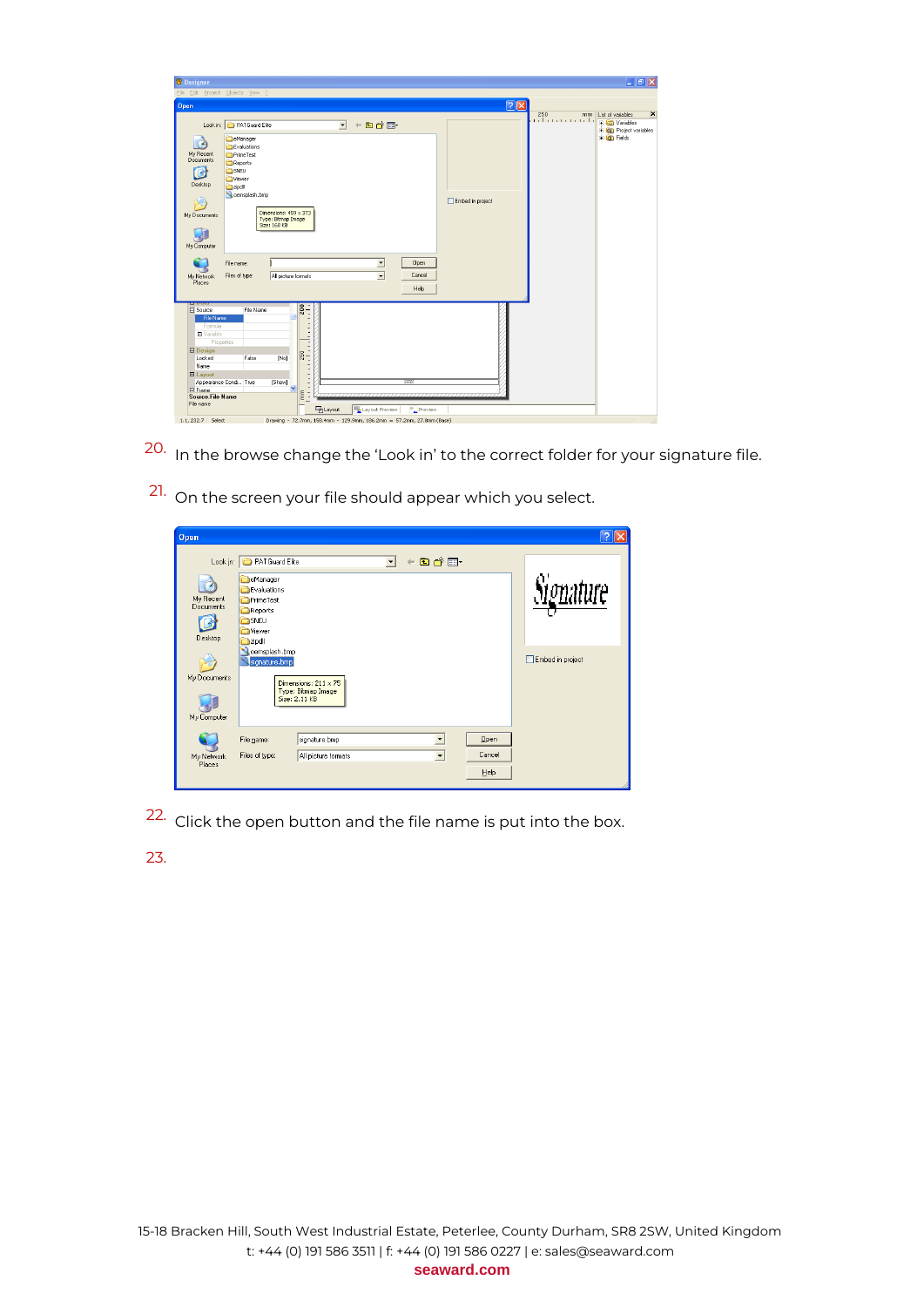20. In the browse change the ‘Look in’ to the correct folder for your signature file.

21. On the screen your file should appear which you select.

22. Click the open button and the file name is put into the box.

23.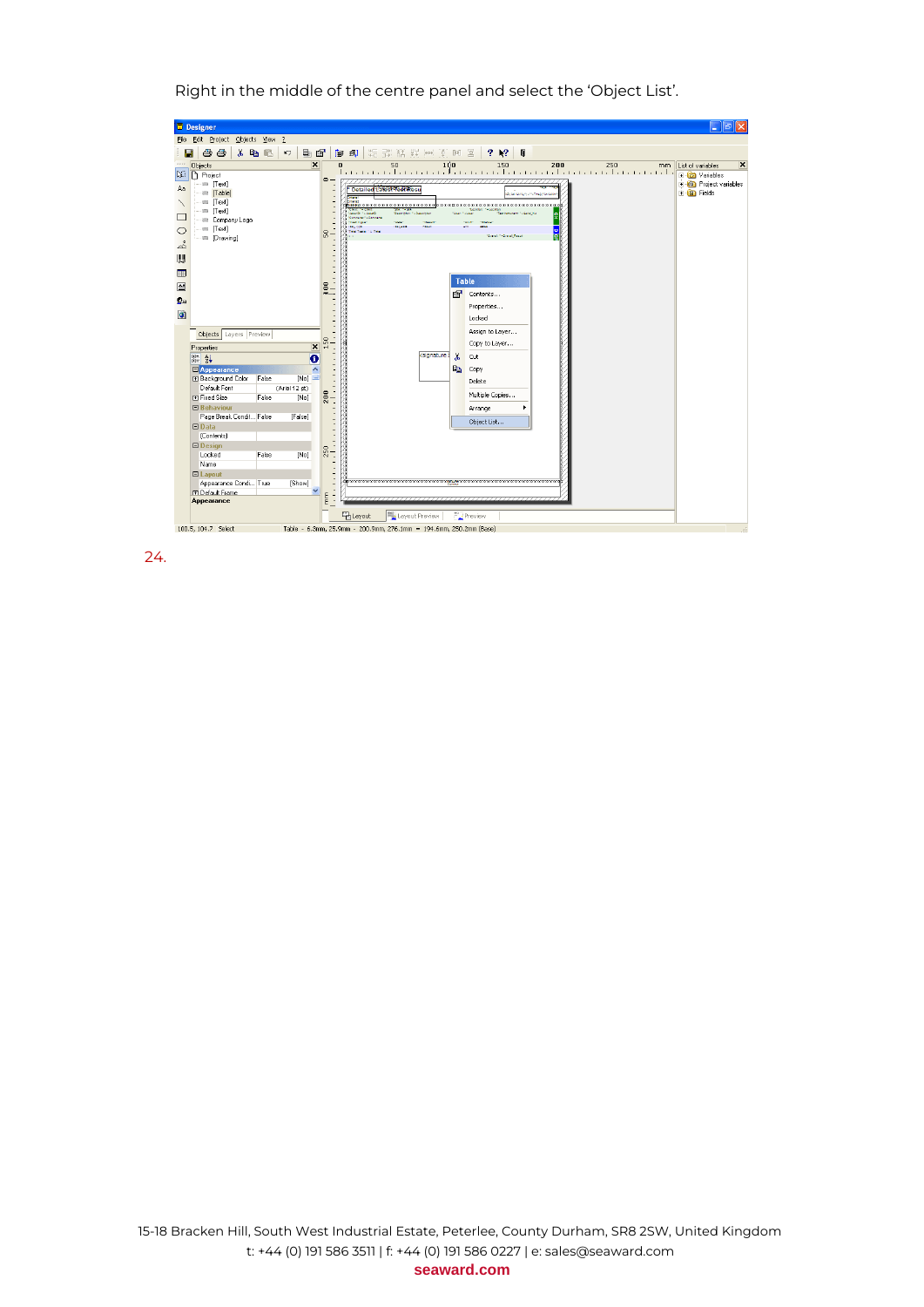Right in the middle of the centre panel and select the ‘Object List’.

24.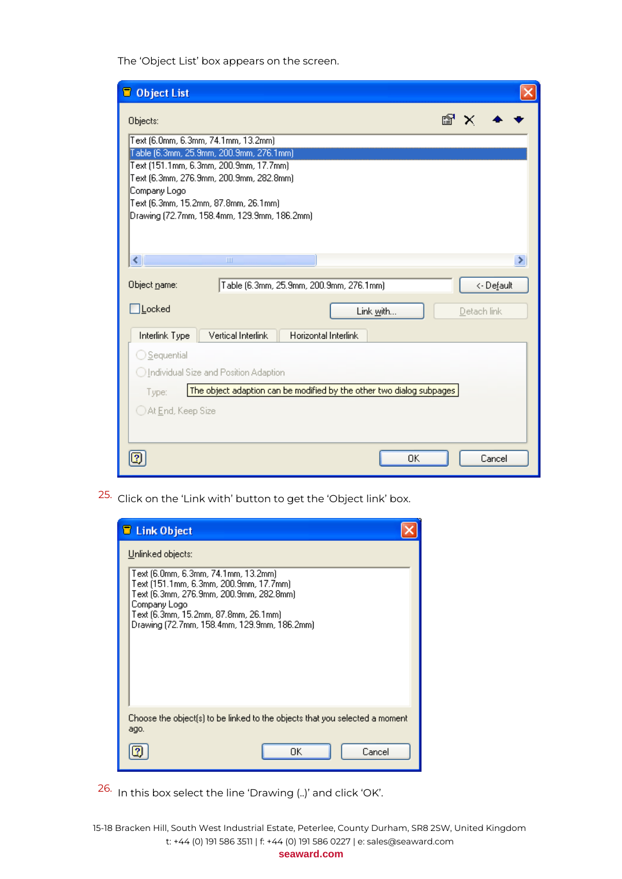The 'Object List' box appears on the screen.

25. Click on the 'Link with' button to get the 'Object link' box.

26. In this box select the line 'Drawing (..)' and click 'OK'.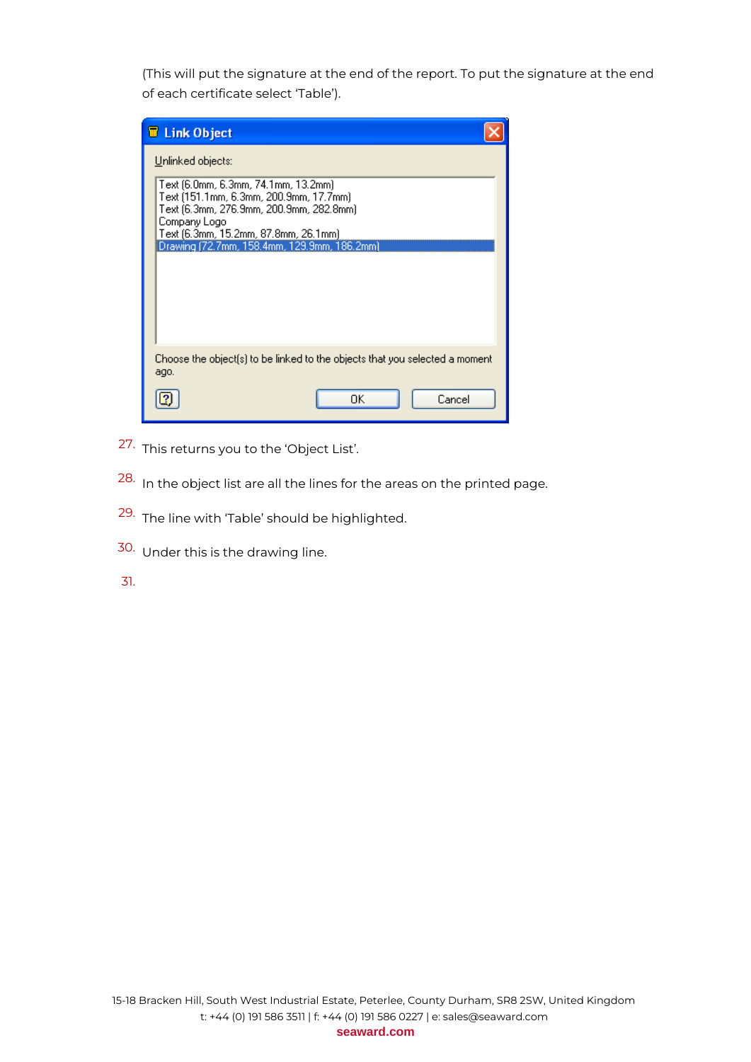(This will put the signature at the end of the report. To put the signature at the end of each certificate select 'Table').

**Link Object**

Unlinked objects:

Text (6.0mm, 6.3mm, 74.1mm, 13.2mm)
Text (151.1mm, 6.3mm, 200.9mm, 17.7mm)
Text (6.3mm, 276.9mm, 200.9mm, 282.8mm)
Company Logo
Text (6.3mm, 15.2mm, 87.8mm, 26.1mm)
Drawing (72.7mm, 158.4mm, 129.9mm, 186.2mm)

Choose the object(s) to be linked to the objects that you selected a moment ago.

OK Cancel

27. This returns you to the 'Object List'.
28. In the object list are all the lines for the areas on the printed page.
29. The line with 'Table' should be highlighted.
30. Under this is the drawing line.
31.

15-18 Bracken Hill, South West Industrial Estate, Peterlee, County Durham, SR8 2SW, United Kingdom
t: +44 (0) 191 586 3511 | f: +44 (0) 191 586 0227 | e: sales@seaward.com
**seaward.com**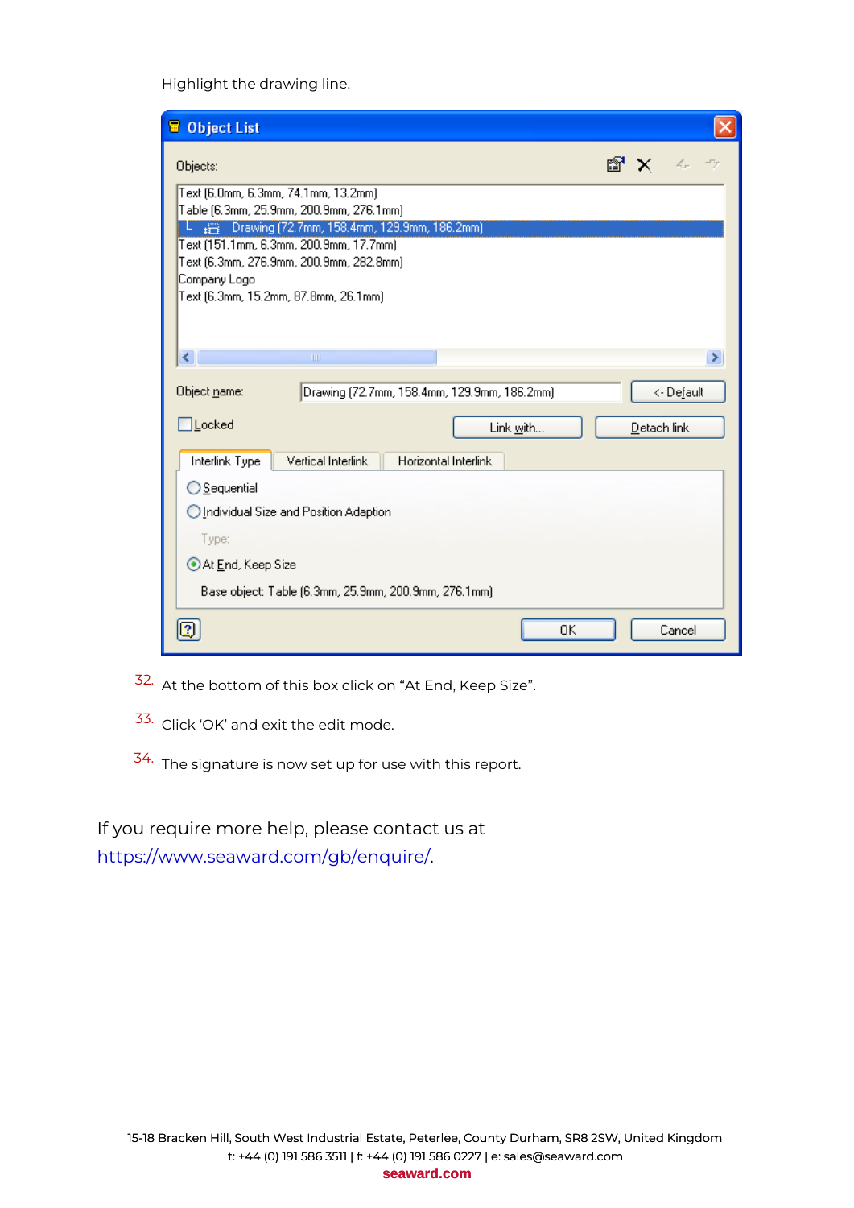Highlight the drawing line.

32. At the bottom of this box click on “At End, Keep Size”.
33. Click ‘OK’ and exit the edit mode.
34. The signature is now set up for use with this report.

If you require more help, please contact us at [https://www.seaward.com/gb/enquire/](https://www.seaward.com/gb/enquire/).